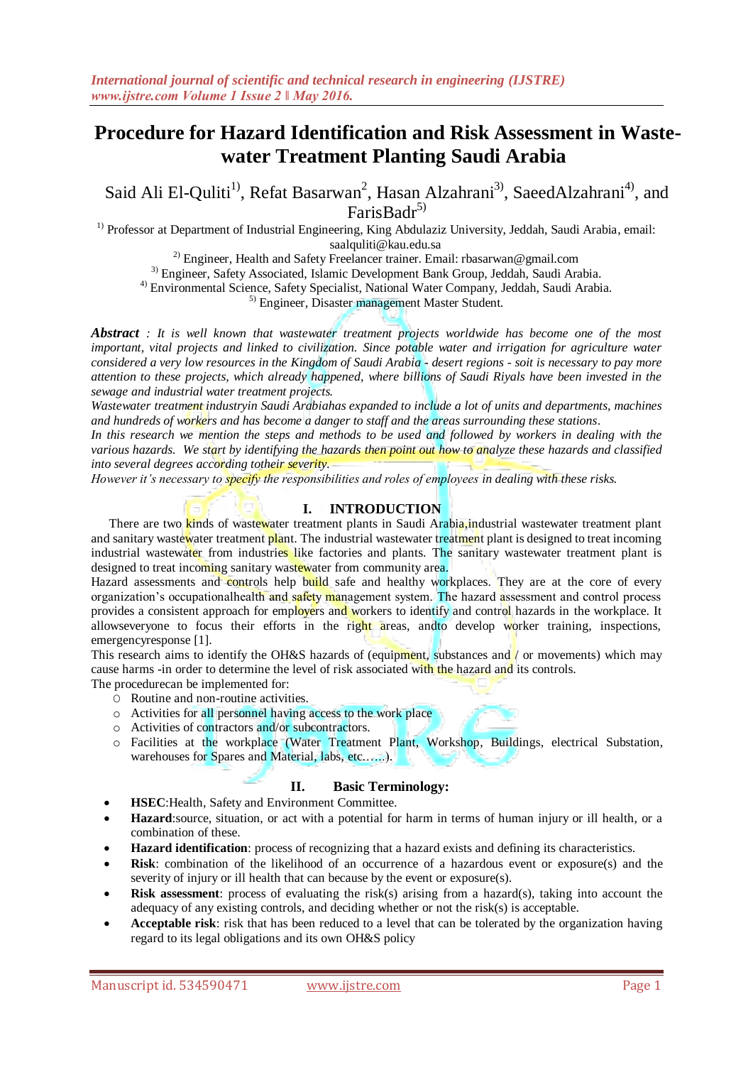# Procedure for Hazard Identification and Risk Assessment in Waste-water Treatment Planting Saudi Arabia

Said Ali El-Quliti[1], Refat Basarwan[2], Hasan Alzahrani[3], SaeedAlzahrani[4], and FarisBadr[5]

[1] Professor at Department of Industrial Engineering, King Abdulaziz University, Jeddah, Saudi Arabia, email: saalquliti@kau.edu.sa

[2] Engineer, Health and Safety Freelancer trainer. Email: rbasarwan@gmail.com

[3] Engineer, Safety Associated, Islamic Development Bank Group, Jeddah, Saudi Arabia.

[4] Environmental Science, Safety Specialist, National Water Company, Jeddah, Saudi Arabia.

[5] Engineer, Disaster management Master Student.

***Abstract*** *: It is well known that wastewater treatment projects worldwide has become one of the most important, vital projects and linked to civilization. Since potable water and irrigation for agriculture water considered a very low resources in the Kingdom of Saudi Arabia - desert regions - soit is necessary to pay more attention to these projects, which already happened, where billions of Saudi Riyals have been invested in the sewage and industrial water treatment projects.*

*Wastewater treatment industryin Saudi Arabiahas expanded to include a lot of units and departments, machines and hundreds of workers and has become a danger to staff and the areas surrounding these stations.*

*In this research we mention the steps and methods to be used and followed by workers in dealing with the various hazards. We start by identifying the hazards then point out how to analyze these hazards and classified into several degrees according totheir severity.*

*However it's necessary to specify the responsibilities and roles of employees in dealing with these risks.*

## I. INTRODUCTION

There are two kinds of wastewater treatment plants in Saudi Arabia,industrial wastewater treatment plant and sanitary wastewater treatment plant. The industrial wastewater treatment plant is designed to treat incoming industrial wastewater from industries like factories and plants. The sanitary wastewater treatment plant is designed to treat incoming sanitary wastewater from community area.

Hazard assessments and controls help build safe and healthy workplaces. They are at the core of every organization's occupationalhealth and safety management system. The hazard assessment and control process provides a consistent approach for employers and workers to identify and control hazards in the workplace. It allowseveryone to focus their efforts in the right areas, andto develop worker training, inspections, emergencyresponse [1].

This research aims to identify the OH&S hazards of (equipment, substances and / or movements) which may cause harms -in order to determine the level of risk associated with the hazard and its controls.

The procedurecan be implemented for:

- Routine and non-routine activities.
- Activities for all personnel having access to the work place
- Activities of contractors and/or subcontractors.
- Facilities at the workplace (Water Treatment Plant, Workshop, Buildings, electrical Substation, warehouses for Spares and Material, labs, etc.…..).

## II. Basic Terminology:

- **HSEC**:Health, Safety and Environment Committee.
- **Hazard**:source, situation, or act with a potential for harm in terms of human injury or ill health, or a combination of these.
- **Hazard identification**: process of recognizing that a hazard exists and defining its characteristics.
- **Risk**: combination of the likelihood of an occurrence of a hazardous event or exposure(s) and the severity of injury or ill health that can because by the event or exposure(s).
- **Risk assessment**: process of evaluating the risk(s) arising from a hazard(s), taking into account the adequacy of any existing controls, and deciding whether or not the risk(s) is acceptable.
- **Acceptable risk**: risk that has been reduced to a level that can be tolerated by the organization having regard to its legal obligations and its own OH&S policy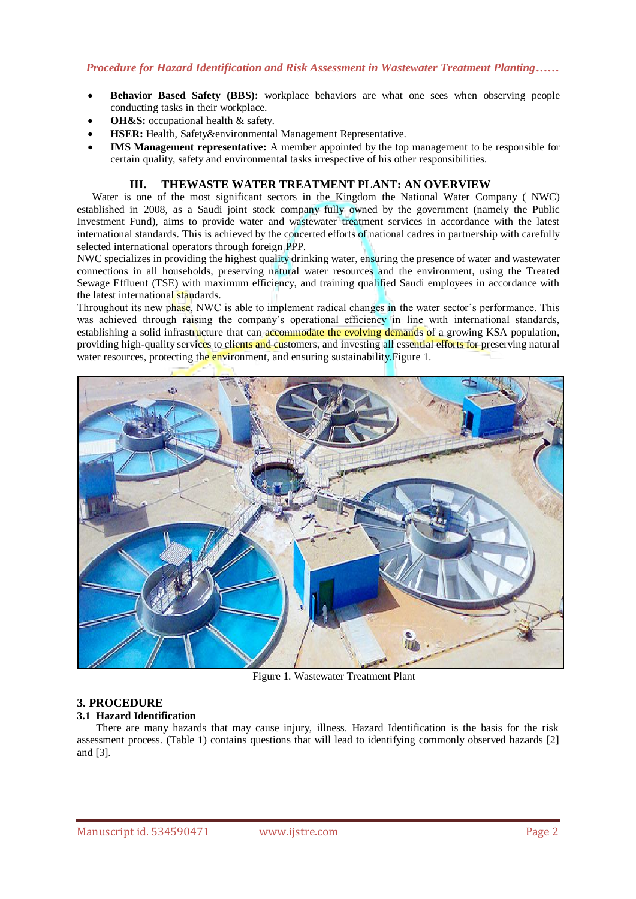- **Behavior Based Safety (BBS):** workplace behaviors are what one sees when observing people conducting tasks in their workplace.
- **OH&S:** occupational health & safety.
- **HSER:** Health, Safety&environmental Management Representative.
- **IMS Management representative:** A member appointed by the top management to be responsible for certain quality, safety and environmental tasks irrespective of his other responsibilities.

## III. THEWASTE WATER TREATMENT PLANT: AN OVERVIEW

Water is one of the most significant sectors in the Kingdom the National Water Company ( NWC) established in 2008, as a Saudi joint stock company fully owned by the government (namely the Public Investment Fund), aims to provide water and wastewater treatment services in accordance with the latest international standards. This is achieved by the concerted efforts of national cadres in partnership with carefully selected international operators through foreign PPP.

NWC specializes in providing the highest quality drinking water, ensuring the presence of water and wastewater connections in all households, preserving natural water resources and the environment, using the Treated Sewage Effluent (TSE) with maximum efficiency, and training qualified Saudi employees in accordance with the latest international standards.

Throughout its new phase, NWC is able to implement radical changes in the water sector's performance. This was achieved through raising the company's operational efficiency in line with international standards, establishing a solid infrastructure that can accommodate the evolving demands of a growing KSA population, providing high-quality services to clients and customers, and investing all essential efforts for preserving natural water resources, protecting the environment, and ensuring sustainability.Figure 1.

Figure 1. Wastewater Treatment Plant

## 3. PROCEDURE

### 3.1 Hazard Identification

There are many hazards that may cause injury, illness. Hazard Identification is the basis for the risk assessment process. (Table 1) contains questions that will lead to identifying commonly observed hazards [2] and [3].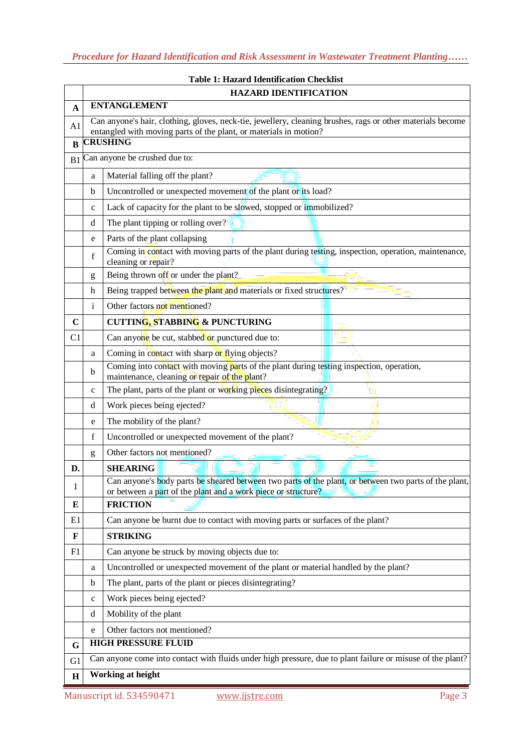**Table 1: Hazard Identification Checklist**

| | | HAZARD IDENTIFICATION |
|---|---|---|
| **A** | | **ENTANGLEMENT** |
| A1 | | Can anyone's hair, clothing, gloves, neck-tie, jewellery, cleaning brushes, rags or other materials become entangled with moving parts of the plant, or materials in motion? |
| **B** | | **CRUSHING** |
| B1 | | Can anyone be crushed due to: |
| | a | Material falling off the plant? |
| | b | Uncontrolled or unexpected movement of the plant or its load? |
| | c | Lack of capacity for the plant to be slowed, stopped or immobilized? |
| | d | The plant tipping or rolling over? |
| | e | Parts of the plant collapsing |
| | f | Coming in contact with moving parts of the plant during testing, inspection, operation, maintenance, cleaning or repair? |
| | g | Being thrown off or under the plant? |
| | h | Being trapped between the plant and materials or fixed structures? |
| | i | Other factors not mentioned? |
| **C** | | **CUTTING, STABBING & PUNCTURING** |
| C1 | | Can anyone be cut, stabbed or punctured due to: |
| | a | Coming in contact with sharp or flying objects? |
| | b | Coming into contact with moving parts of the plant during testing inspection, operation, maintenance, cleaning or repair of the plant? |
| | c | The plant, parts of the plant or working pieces disintegrating? |
| | d | Work pieces being ejected? |
| | e | The mobility of the plant? |
| | f | Uncontrolled or unexpected movement of the plant? |
| | g | Other factors not mentioned? |
| **D.** | | **SHEARING** |
| 1 | | Can anyone's body parts be sheared between two parts of the plant, or between two parts of the plant, or between a part of the plant and a work piece or structure? |
| **E** | | **FRICTION** |
| E1 | | Can anyone be burnt due to contact with moving parts or surfaces of the plant? |
| **F** | | **STRIKING** |
| F1 | | Can anyone be struck by moving objects due to: |
| | a | Uncontrolled or unexpected movement of the plant or material handled by the plant? |
| | b | The plant, parts of the plant or pieces disintegrating? |
| | c | Work pieces being ejected? |
| | d | Mobility of the plant |
| | e | Other factors not mentioned? |
| **G** | | **HIGH PRESSURE FLUID** |
| G1 | | Can anyone come into contact with fluids under high pressure, due to plant failure or misuse of the plant? |
| **H** | | **Working at height** |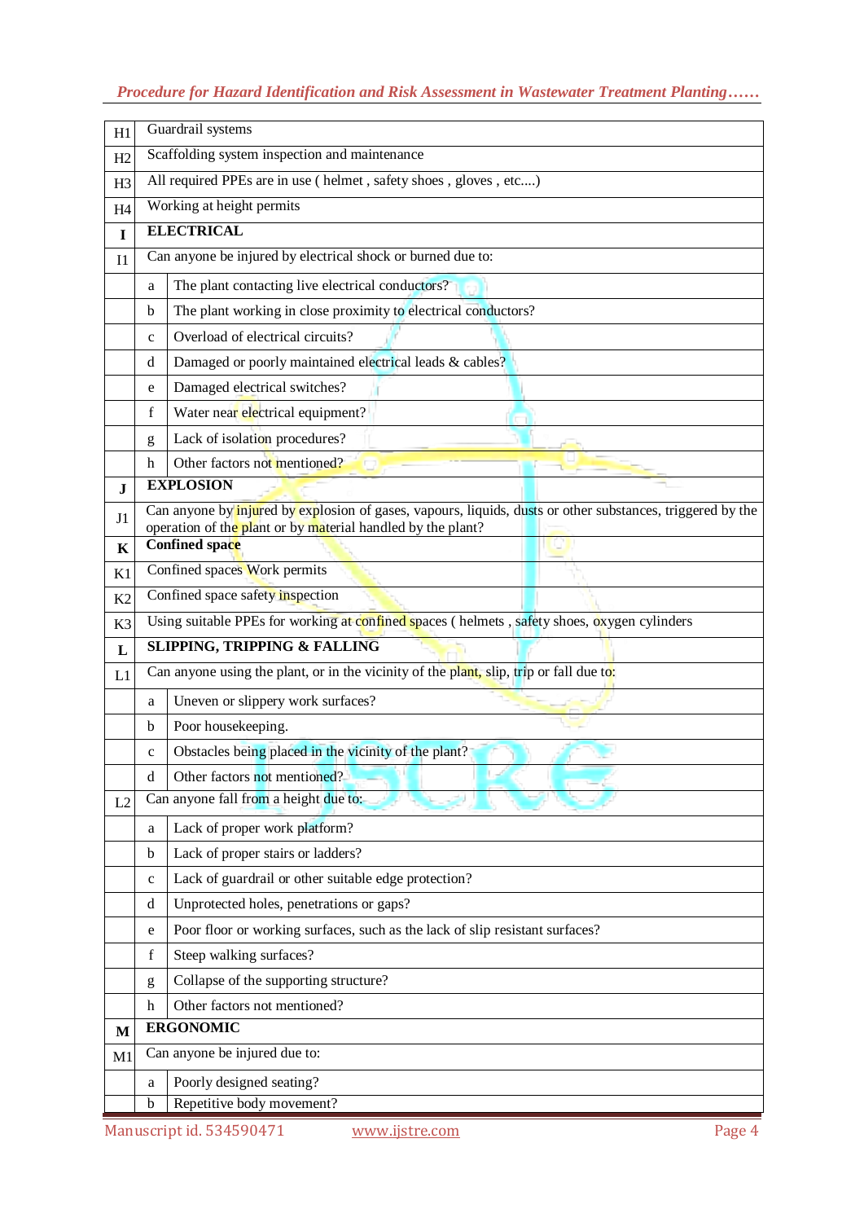| | | |
|---|---|---|
| H1 | Guardrail systems | |
| H2 | Scaffolding system inspection and maintenance | |
| H3 | All required PPEs are in use ( helmet , safety shoes , gloves , etc....) | |
| H4 | Working at height permits | |
| **I** | **ELECTRICAL** | |
| I1 | Can anyone be injured by electrical shock or burned due to: | |
| | a | The plant contacting live electrical conductors? |
| | b | The plant working in close proximity to electrical conductors? |
| | c | Overload of electrical circuits? |
| | d | Damaged or poorly maintained electrical leads & cables? |
| | e | Damaged electrical switches? |
| | f | Water near electrical equipment? |
| | g | Lack of isolation procedures? |
| | h | Other factors not mentioned? |
| **J** | **EXPLOSION** | |
| J1 | Can anyone by injured by explosion of gases, vapours, liquids, dusts or other substances, triggered by the operation of the plant or by material handled by the plant? | |
| **K** | **Confined space** | |
| K1 | Confined spaces Work permits | |
| K2 | Confined space safety inspection | |
| K3 | Using suitable PPEs for working at confined spaces ( helmets , safety shoes, oxygen cylinders | |
| **L** | **SLIPPING, TRIPPING & FALLING** | |
| L1 | Can anyone using the plant, or in the vicinity of the plant, slip, trip or fall due to: | |
| | a | Uneven or slippery work surfaces? |
| | b | Poor housekeeping. |
| | c | Obstacles being placed in the vicinity of the plant? |
| | d | Other factors not mentioned? |
| L2 | Can anyone fall from a height due to: | |
| | a | Lack of proper work platform? |
| | b | Lack of proper stairs or ladders? |
| | c | Lack of guardrail or other suitable edge protection? |
| | d | Unprotected holes, penetrations or gaps? |
| | e | Poor floor or working surfaces, such as the lack of slip resistant surfaces? |
| | f | Steep walking surfaces? |
| | g | Collapse of the supporting structure? |
| | h | Other factors not mentioned? |
| **M** | **ERGONOMIC** | |
| M1 | Can anyone be injured due to: | |
| | a | Poorly designed seating? |
| | b | Repetitive body movement? |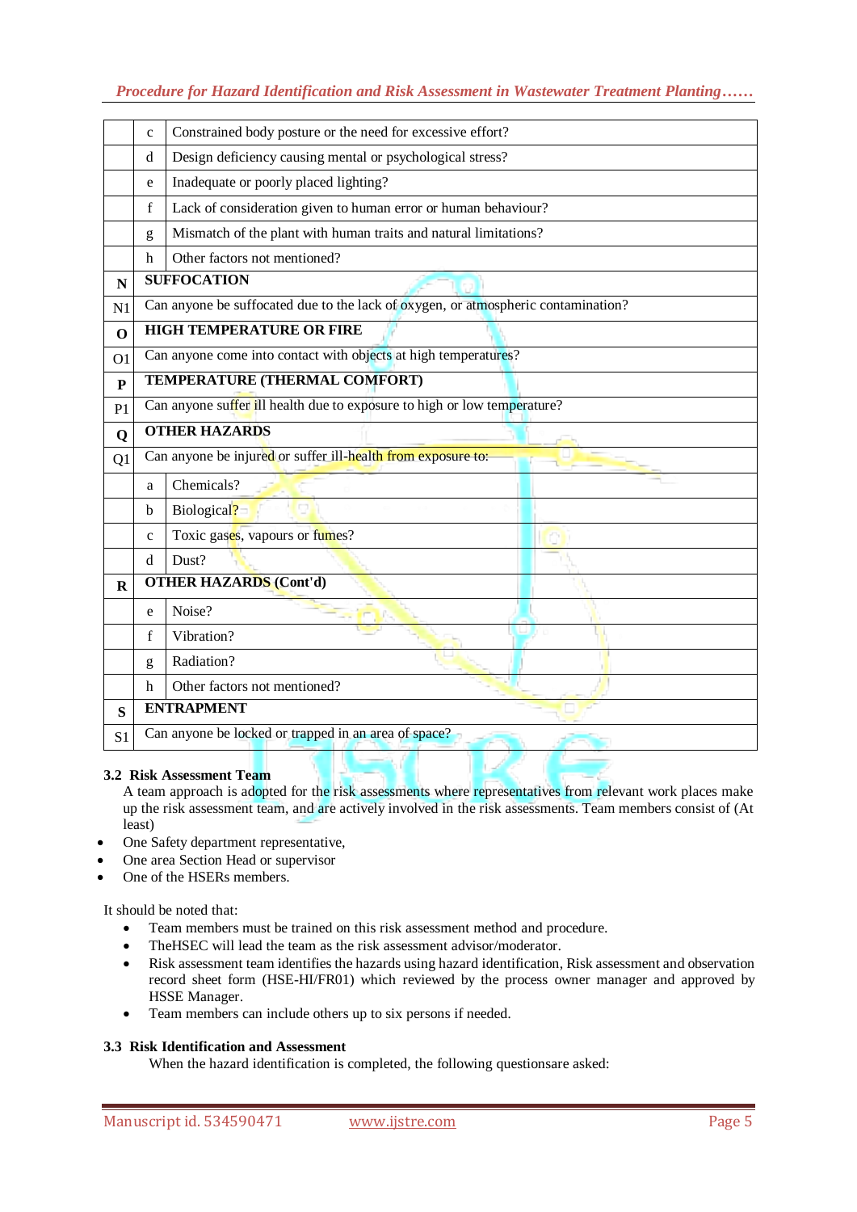|   |   |   |
|---|---|---|
|   | c | Constrained body posture or the need for excessive effort? |
|   | d | Design deficiency causing mental or psychological stress? |
|   | e | Inadequate or poorly placed lighting? |
|   | f | Lack of consideration given to human error or human behaviour? |
|   | g | Mismatch of the plant with human traits and natural limitations? |
|   | h | Other factors not mentioned? |
| **N** | **SUFFOCATION** | |
| N1 | Can anyone be suffocated due to the lack of oxygen, or atmospheric contamination? | |
| **O** | **HIGH TEMPERATURE OR FIRE** | |
| O1 | Can anyone come into contact with objects at high temperatures? | |
| **P** | **TEMPERATURE (THERMAL COMFORT)** | |
| P1 | Can anyone suffer ill health due to exposure to high or low temperature? | |
| **Q** | **OTHER HAZARDS** | |
| Q1 | Can anyone be injured or suffer ill-health from exposure to: | |
|   | a | Chemicals? |
|   | b | Biological? |
|   | c | Toxic gases, vapours or fumes? |
|   | d | Dust? |
| **R** | **OTHER HAZARDS (Cont'd)** | |
|   | e | Noise? |
|   | f | Vibration? |
|   | g | Radiation? |
|   | h | Other factors not mentioned? |
| **S** | **ENTRAPMENT** | |
| S1 | Can anyone be locked or trapped in an area of space? | |

### 3.2 Risk Assessment Team

A team approach is adopted for the risk assessments where representatives from relevant work places make up the risk assessment team, and are actively involved in the risk assessments. Team members consist of (At least)

- One Safety department representative,
- One area Section Head or supervisor
- One of the HSERs members.

It should be noted that:

- Team members must be trained on this risk assessment method and procedure.
- TheHSEC will lead the team as the risk assessment advisor/moderator.
- Risk assessment team identifies the hazards using hazard identification, Risk assessment and observation record sheet form (HSE-HI/FR01) which reviewed by the process owner manager and approved by HSSE Manager.
- Team members can include others up to six persons if needed.

### 3.3 Risk Identification and Assessment

When the hazard identification is completed, the following questionsare asked: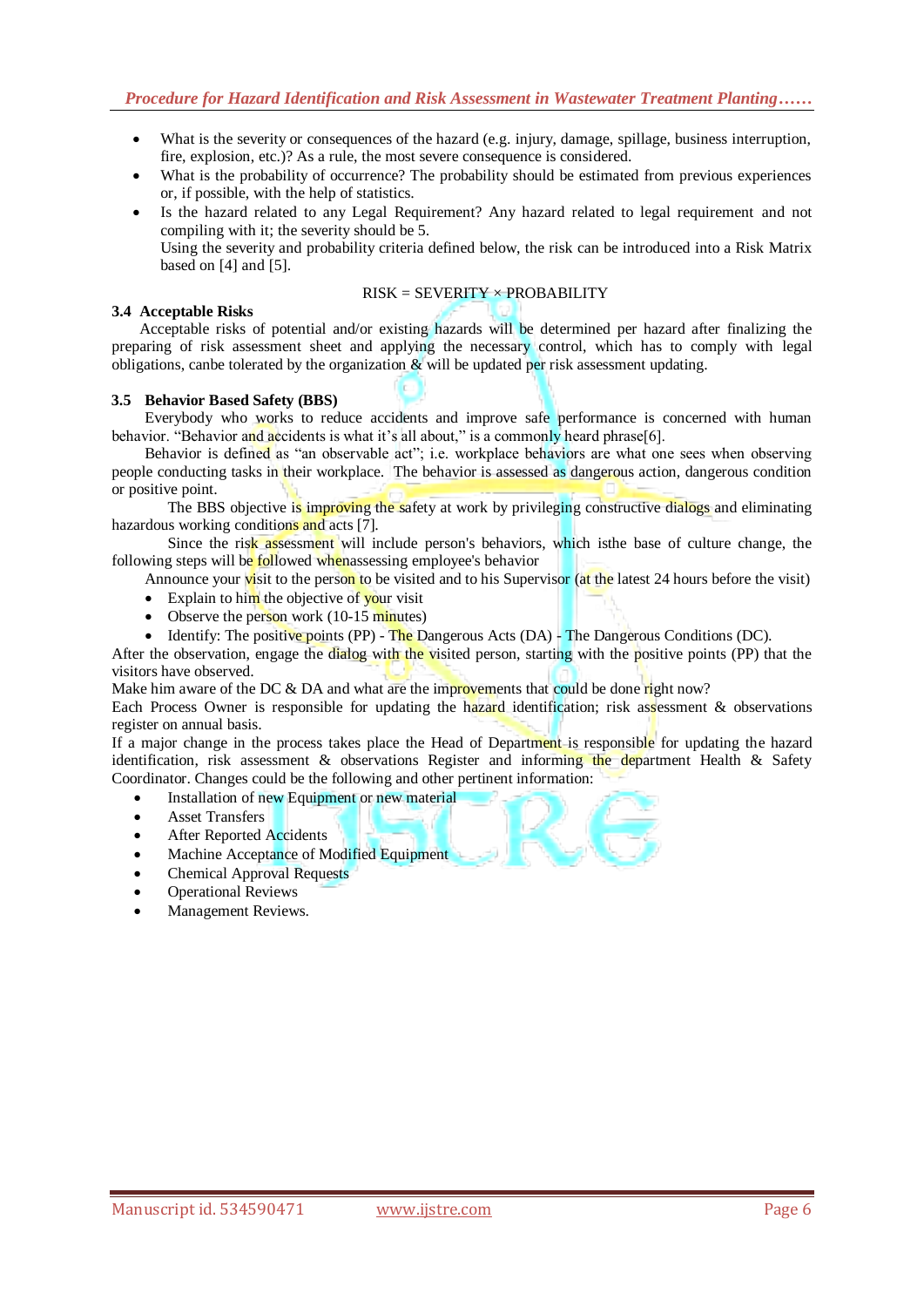- What is the severity or consequences of the hazard (e.g. injury, damage, spillage, business interruption, fire, explosion, etc.)? As a rule, the most severe consequence is considered.
- What is the probability of occurrence? The probability should be estimated from previous experiences or, if possible, with the help of statistics.
- Is the hazard related to any Legal Requirement? Any hazard related to legal requirement and not compiling with it; the severity should be 5.
  Using the severity and probability criteria defined below, the risk can be introduced into a Risk Matrix based on [4] and [5].

$$\text{RISK} = \text{SEVERITY} \times \text{PROBABILITY}$$

### 3.4 Acceptable Risks

Acceptable risks of potential and/or existing hazards will be determined per hazard after finalizing the preparing of risk assessment sheet and applying the necessary control, which has to comply with legal obligations, canbe tolerated by the organization & will be updated per risk assessment updating.

### 3.5 Behavior Based Safety (BBS)

Everybody who works to reduce accidents and improve safe performance is concerned with human behavior. "Behavior and accidents is what it's all about," is a commonly heard phrase[6].

Behavior is defined as "an observable act"; i.e. workplace behaviors are what one sees when observing people conducting tasks in their workplace. The behavior is assessed as dangerous action, dangerous condition or positive point.

The BBS objective is improving the safety at work by privileging constructive dialogs and eliminating hazardous working conditions and acts [7].

Since the risk assessment will include person's behaviors, which isthe base of culture change, the following steps will be followed whenassessing employee's behavior

Announce your visit to the person to be visited and to his Supervisor (at the latest 24 hours before the visit)

- Explain to him the objective of your visit
- Observe the person work (10-15 minutes)
- Identify: The positive points (PP) - The Dangerous Acts (DA) - The Dangerous Conditions (DC).

After the observation, engage the dialog with the visited person, starting with the positive points (PP) that the visitors have observed.

Make him aware of the DC & DA and what are the improvements that could be done right now?

Each Process Owner is responsible for updating the hazard identification; risk assessment & observations register on annual basis.

If a major change in the process takes place the Head of Department is responsible for updating the hazard identification, risk assessment & observations Register and informing the department Health & Safety Coordinator. Changes could be the following and other pertinent information:

- Installation of new Equipment or new material
- Asset Transfers
- After Reported Accidents
- Machine Acceptance of Modified Equipment
- Chemical Approval Requests
- Operational Reviews
- Management Reviews.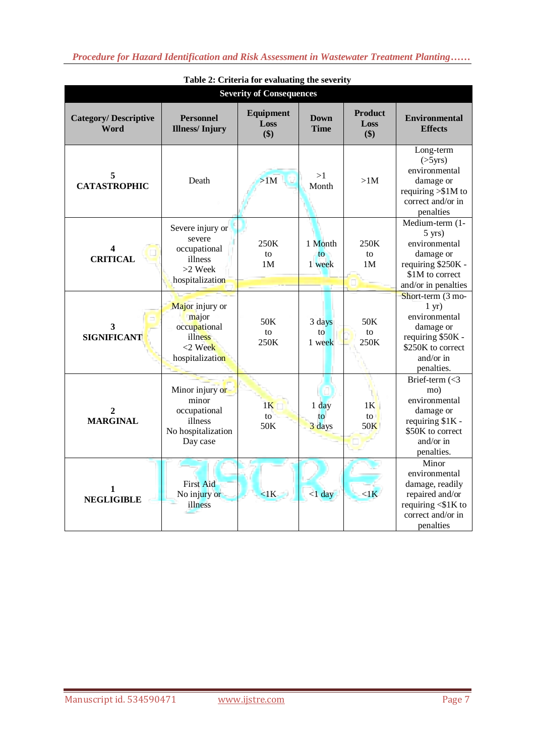Table 2: Criteria for evaluating the severity

| Severity of Consequences | | | | | |
|---|---|---|---|---|---|
| **Category/ Descriptive Word** | **Personnel Illness/ Injury** | **Equipment Loss ($)** | **Down Time** | **Product Loss ($)** | **Environmental Effects** |
| **5 CATASTROPHIC** | Death | >1M | >1 Month | >1M | Long-term (>5yrs) environmental damage or requiring >$1M to correct and/or in penalties |
| **4 CRITICAL** | Severe injury or severe occupational illness >2 Week hospitalization | 250K to 1M | 1 Month to 1 week | 250K to 1M | Medium-term (1-5 yrs) environmental damage or requiring $250K - $1M to correct and/or in penalties |
| **3 SIGNIFICANT** | Major injury or major occupational illness <2 Week hospitalization | 50K to 250K | 3 days to 1 week | 50K to 250K | Short-term (3 mo-1 yr) environmental damage or requiring $50K - $250K to correct and/or in penalties. |
| **2 MARGINAL** | Minor injury or minor occupational illness No hospitalization Day case | 1K to 50K | 1 day to 3 days | 1K to 50K | Brief-term (<3 mo) environmental damage or requiring $1K - $50K to correct and/or in penalties. |
| **1 NEGLIGIBLE** | First Aid No injury or illness | <1K | <1 day | <1K | Minor environmental damage, readily repaired and/or requiring <$1K to correct and/or in penalties |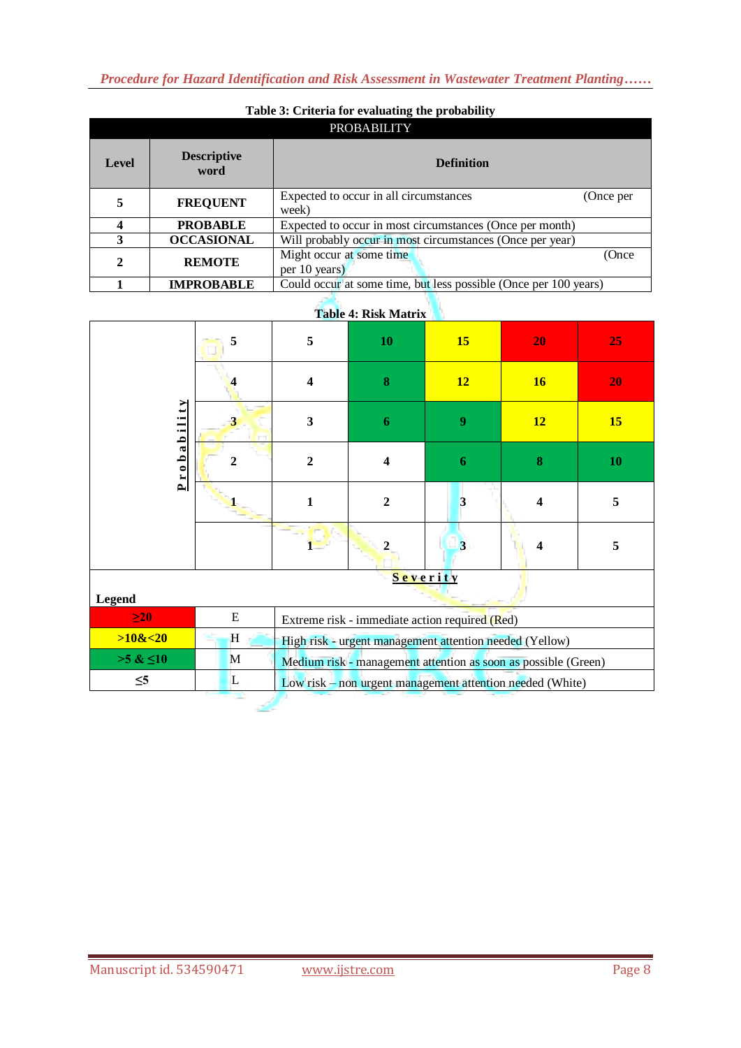**Table 3: Criteria for evaluating the probability**

| PROBABILITY | | |
|---|---|---|
| **Level** | **Descriptive word** | **Definition** |
| **5** | **FREQUENT** | Expected to occur in all circumstances (Once per week) |
| **4** | **PROBABLE** | Expected to occur in most circumstances (Once per month) |
| **3** | **OCCASIONAL** | Will probably occur in most circumstances (Once per year) |
| **2** | **REMOTE** | Might occur at some time (Once per 10 years) |
| **1** | **IMPROBABLE** | Could occur at some time, but less possible (Once per 100 years) |

**Table 4: Risk Matrix**

| Probability | | | | | | |
|---|---|---|---|---|---|---|
| | **5** | **5** | **10** | **15** | **20** | **25** |
| | **4** | **4** | **8** | **12** | **16** | **20** |
| | **3** | **3** | **6** | **9** | **12** | **15** |
| | **2** | **2** | **4** | **6** | **8** | **10** |
| | **1** | **1** | **2** | **3** | **4** | **5** |
| | | **1** | **2** | **3** | **4** | **5** |
| | | **Severity** | | | | |

**Legend**

| | | |
|---|---|---|
| **≥20** | E | Extreme risk - immediate action required (Red) |
| **>10&<20** | H | High risk - urgent management attention needed (Yellow) |
| **>5 & ≤10** | M | Medium risk - management attention as soon as possible (Green) |
| **≤5** | L | Low risk – non urgent management attention needed (White) |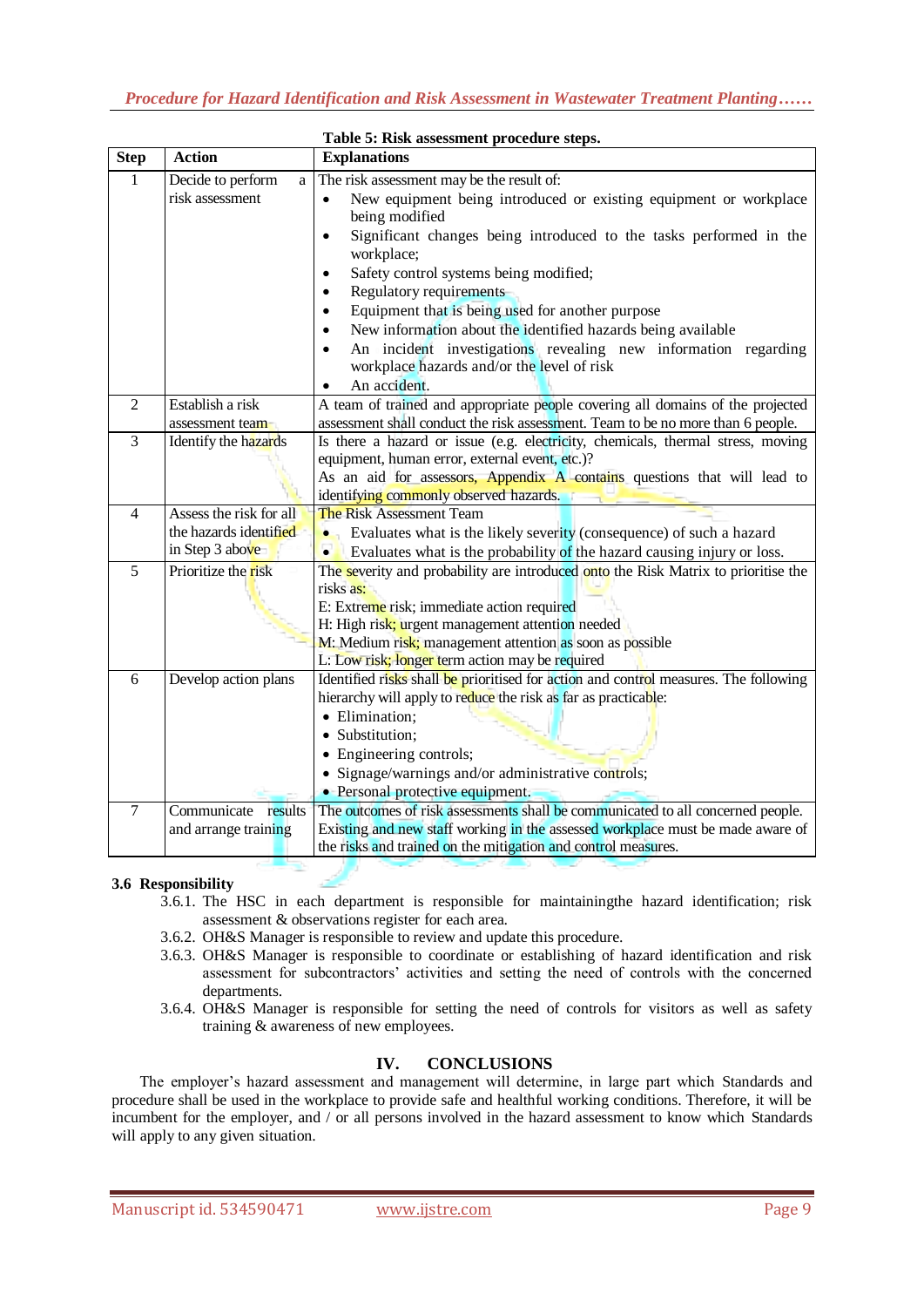Table 5: Risk assessment procedure steps.

| Step | Action | Explanations |
|---|---|---|
| 1 | Decide to perform a risk assessment | The risk assessment may be the result of: <br>• New equipment being introduced or existing equipment or workplace being modified <br>• Significant changes being introduced to the tasks performed in the workplace; <br>• Safety control systems being modified; <br>• Regulatory requirements <br>• Equipment that is being used for another purpose <br>• New information about the identified hazards being available <br>• An incident investigations revealing new information regarding workplace hazards and/or the level of risk <br>• An accident. |
| 2 | Establish a risk assessment team | A team of trained and appropriate people covering all domains of the projected assessment shall conduct the risk assessment. Team to be no more than 6 people. |
| 3 | Identify the hazards | Is there a hazard or issue (e.g. electricity, chemicals, thermal stress, moving equipment, human error, external event, etc.)? <br>As an aid for assessors, Appendix A contains questions that will lead to identifying commonly observed hazards. |
| 4 | Assess the risk for all the hazards identified in Step 3 above | The Risk Assessment Team <br>• Evaluates what is the likely severity (consequence) of such a hazard <br>• Evaluates what is the probability of the hazard causing injury or loss. |
| 5 | Prioritize the risk | The severity and probability are introduced onto the Risk Matrix to prioritise the risks as: <br>E: Extreme risk; immediate action required <br>H: High risk; urgent management attention needed <br>M: Medium risk; management attention as soon as possible <br>L: Low risk; longer term action may be required |
| 6 | Develop action plans | Identified risks shall be prioritised for action and control measures. The following hierarchy will apply to reduce the risk as far as practicable: <br>• Elimination; <br>• Substitution; <br>• Engineering controls; <br>• Signage/warnings and/or administrative controls; <br>• Personal protective equipment. |
| 7 | Communicate results and arrange training | The outcomes of risk assessments shall be communicated to all concerned people. Existing and new staff working in the assessed workplace must be made aware of the risks and trained on the mitigation and control measures. |

### 3.6 Responsibility

3.6.1. The HSC in each department is responsible for maintainingthe hazard identification; risk assessment & observations register for each area.

3.6.2. OH&S Manager is responsible to review and update this procedure.

3.6.3. OH&S Manager is responsible to coordinate or establishing of hazard identification and risk assessment for subcontractors' activities and setting the need of controls with the concerned departments.

3.6.4. OH&S Manager is responsible for setting the need of controls for visitors as well as safety training & awareness of new employees.

## IV. CONCLUSIONS

The employer's hazard assessment and management will determine, in large part which Standards and procedure shall be used in the workplace to provide safe and healthful working conditions. Therefore, it will be incumbent for the employer, and / or all persons involved in the hazard assessment to know which Standards will apply to any given situation.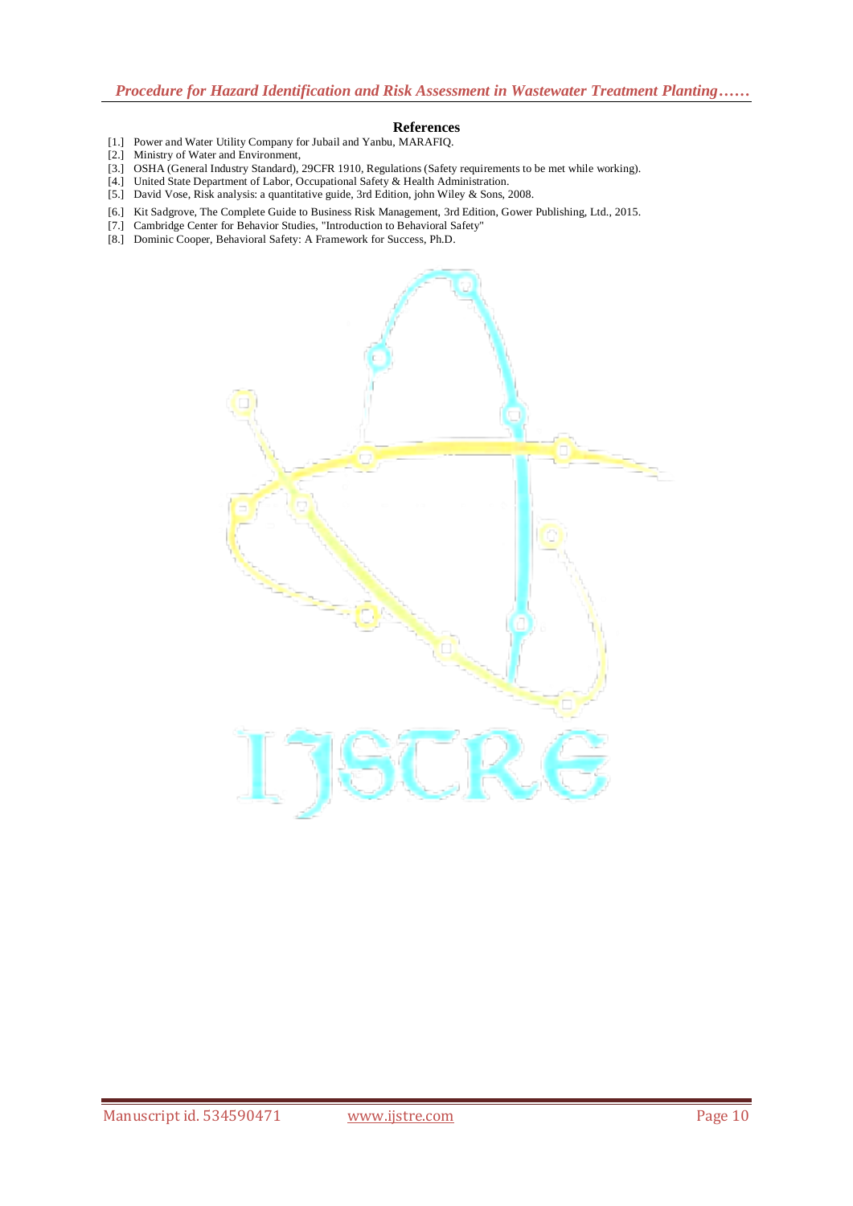## References

[1.] Power and Water Utility Company for Jubail and Yanbu, MARAFIQ.

[2.] Ministry of Water and Environment,

[3.] OSHA (General Industry Standard), 29CFR 1910, Regulations (Safety requirements to be met while working).

[4.] United State Department of Labor, Occupational Safety & Health Administration.

[5.] David Vose, Risk analysis: a quantitative guide, 3rd Edition, john Wiley & Sons, 2008.

[6.] Kit Sadgrove, The Complete Guide to Business Risk Management, 3rd Edition, Gower Publishing, Ltd., 2015.

[7.] Cambridge Center for Behavior Studies, "Introduction to Behavioral Safety"

[8.] Dominic Cooper, Behavioral Safety: A Framework for Success, Ph.D.